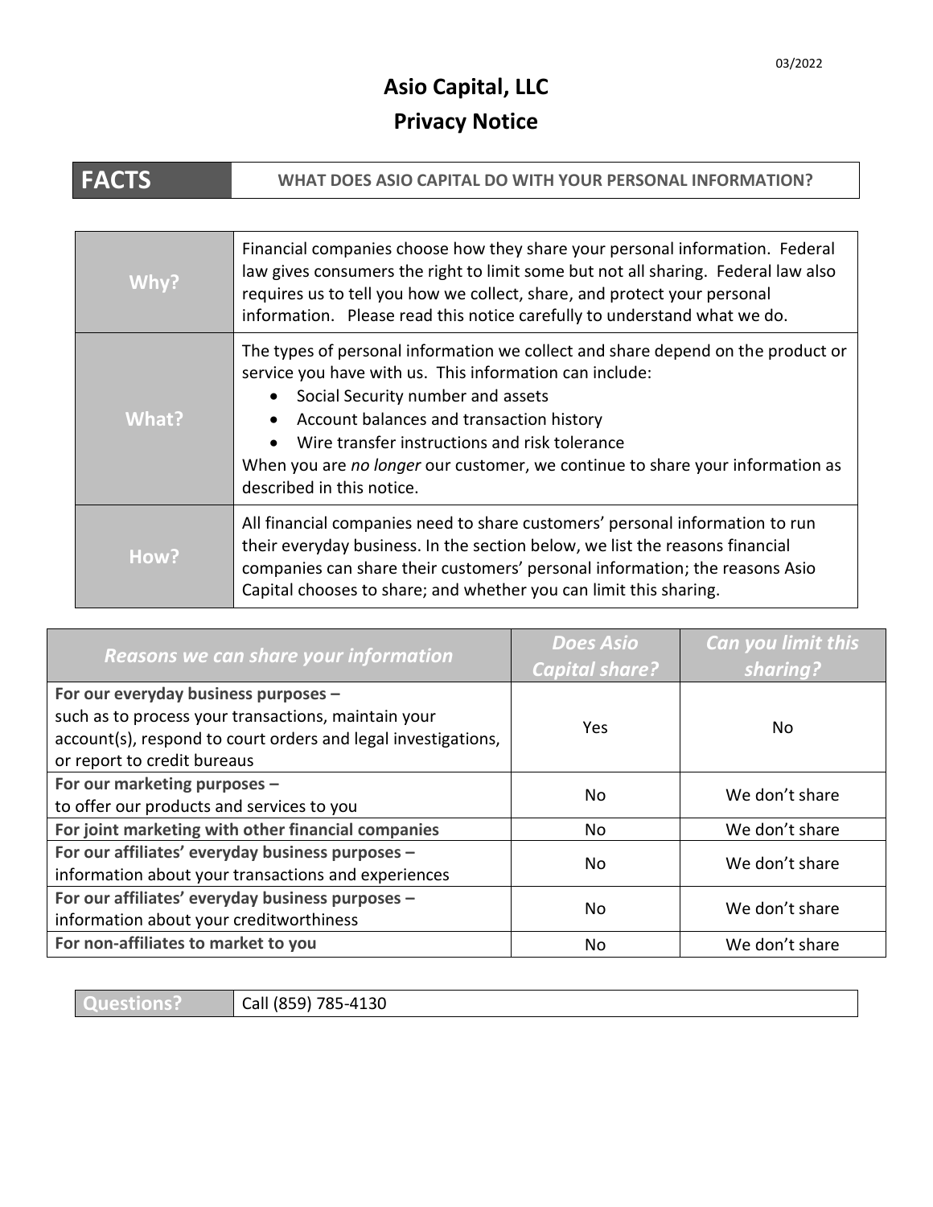03/2022

# Asio Capital, LLC
## Privacy Notice

| FACTS | WHAT DOES ASIO CAPITAL DO WITH YOUR PERSONAL INFORMATION? |
|---|---|

| | |
|---|---|
| **Why?** | Financial companies choose how they share your personal information. Federal law gives consumers the right to limit some but not all sharing. Federal law also requires us to tell you how we collect, share, and protect your personal information. Please read this notice carefully to understand what we do. |
| **What?** | The types of personal information we collect and share depend on the product or service you have with us. This information can include: <br>• Social Security number and assets <br>• Account balances and transaction history <br>• Wire transfer instructions and risk tolerance <br>When you are *no longer* our customer, we continue to share your information as described in this notice. |
| **How?** | All financial companies need to share customers' personal information to run their everyday business. In the section below, we list the reasons financial companies can share their customers' personal information; the reasons Asio Capital chooses to share; and whether you can limit this sharing. |

| *Reasons we can share your information* | *Does Asio Capital share?* | *Can you limit this sharing?* |
|---|---|---|
| **For our everyday business purposes –** such as to process your transactions, maintain your account(s), respond to court orders and legal investigations, or report to credit bureaus | Yes | No |
| **For our marketing purposes –** to offer our products and services to you | No | We don't share |
| **For joint marketing with other financial companies** | No | We don't share |
| **For our affiliates' everyday business purposes –** information about your transactions and experiences | No | We don't share |
| **For our affiliates' everyday business purposes –** information about your creditworthiness | No | We don't share |
| **For non-affiliates to market to you** | No | We don't share |

| Questions? | Call (859) 785-4130 |
|---|---|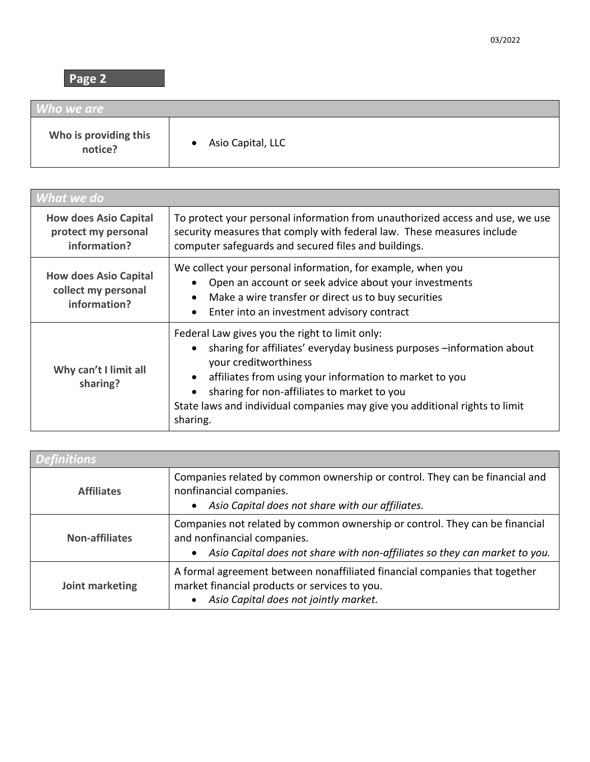03/2022

## Page 2

| Who we are | |
|---|---|
| **Who is providing this notice?** | • Asio Capital, LLC |

| What we do | |
|---|---|
| **How does Asio Capital protect my personal information?** | To protect your personal information from unauthorized access and use, we use security measures that comply with federal law. These measures include computer safeguards and secured files and buildings. |
| **How does Asio Capital collect my personal information?** | We collect your personal information, for example, when you<br>• Open an account or seek advice about your investments<br>• Make a wire transfer or direct us to buy securities<br>• Enter into an investment advisory contract |
| **Why can't I limit all sharing?** | Federal Law gives you the right to limit only:<br>• sharing for affiliates' everyday business purposes –information about your creditworthiness<br>• affiliates from using your information to market to you<br>• sharing for non-affiliates to market to you<br>State laws and individual companies may give you additional rights to limit sharing. |

| Definitions | |
|---|---|
| **Affiliates** | Companies related by common ownership or control. They can be financial and nonfinancial companies.<br>• *Asio Capital does not share with our affiliates.* |
| **Non-affiliates** | Companies not related by common ownership or control. They can be financial and nonfinancial companies.<br>• *Asio Capital does not share with non-affiliates so they can market to you.* |
| **Joint marketing** | A formal agreement between nonaffiliated financial companies that together market financial products or services to you.<br>• *Asio Capital does not jointly market.* |